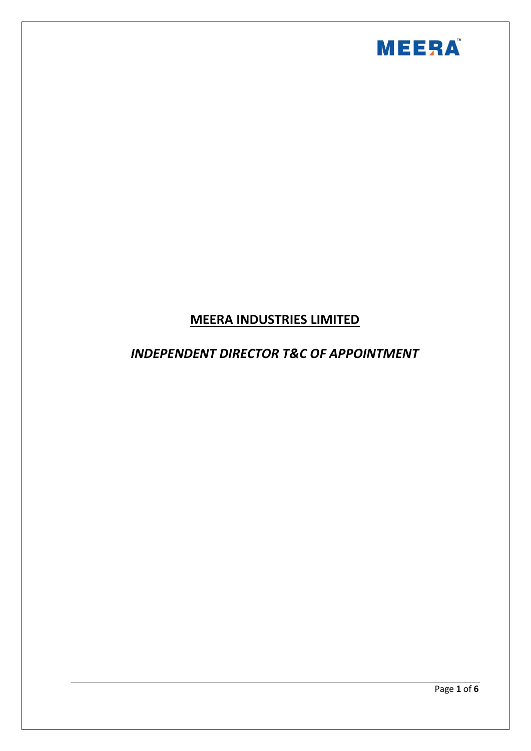# MEERA INDUSTRIES LIMITED

## *INDEPENDENT DIRECTOR T&C OF APPOINTMENT*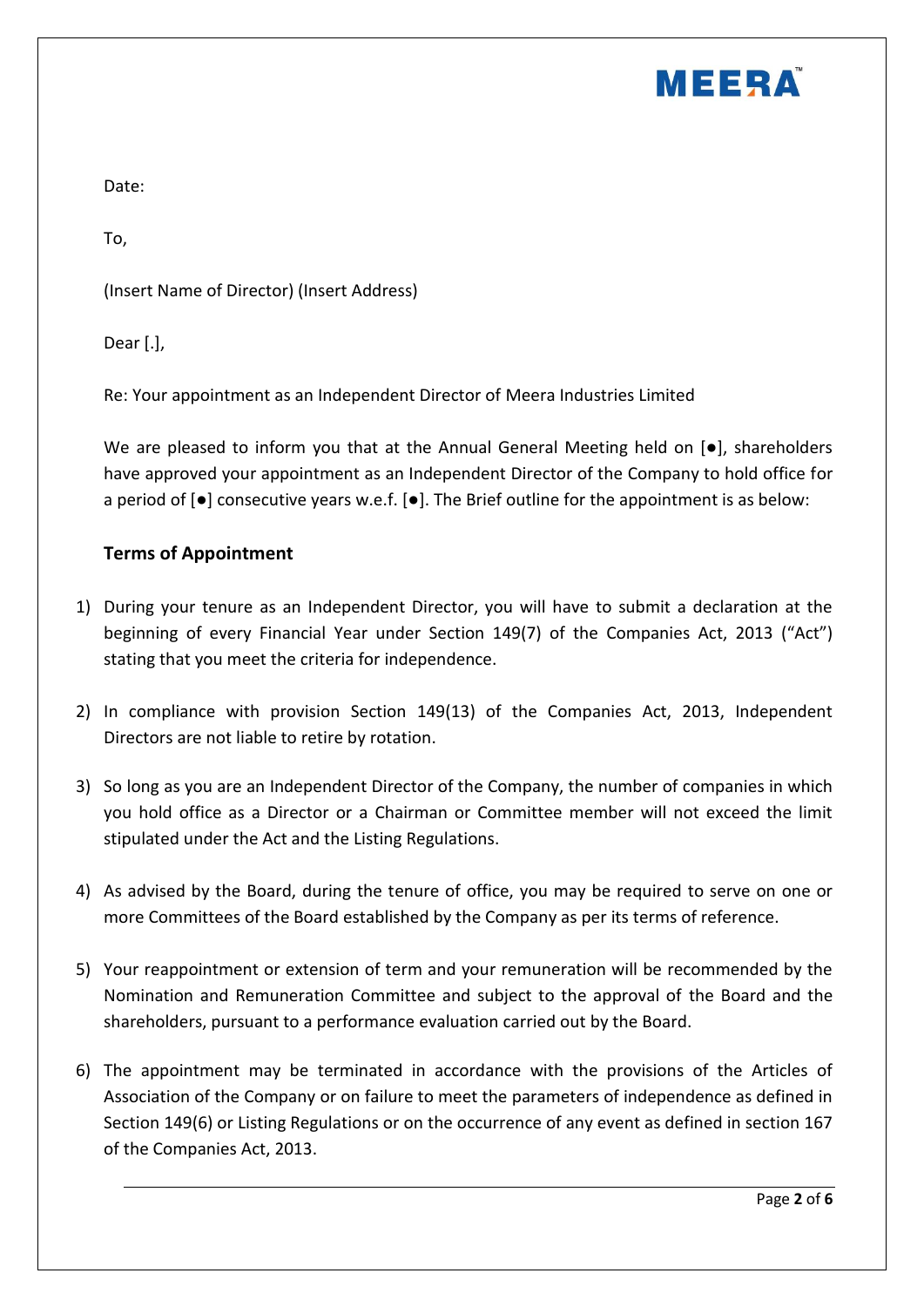Date:

To,

(Insert Name of Director) (Insert Address)

Dear [.],

Re: Your appointment as an Independent Director of Meera Industries Limited

We are pleased to inform you that at the Annual General Meeting held on [●], shareholders have approved your appointment as an Independent Director of the Company to hold office for a period of [●] consecutive years w.e.f. [●]. The Brief outline for the appointment is as below:

### Terms of Appointment

1) During your tenure as an Independent Director, you will have to submit a declaration at the beginning of every Financial Year under Section 149(7) of the Companies Act, 2013 ("Act") stating that you meet the criteria for independence.

2) In compliance with provision Section 149(13) of the Companies Act, 2013, Independent Directors are not liable to retire by rotation.

3) So long as you are an Independent Director of the Company, the number of companies in which you hold office as a Director or a Chairman or Committee member will not exceed the limit stipulated under the Act and the Listing Regulations.

4) As advised by the Board, during the tenure of office, you may be required to serve on one or more Committees of the Board established by the Company as per its terms of reference.

5) Your reappointment or extension of term and your remuneration will be recommended by the Nomination and Remuneration Committee and subject to the approval of the Board and the shareholders, pursuant to a performance evaluation carried out by the Board.

6) The appointment may be terminated in accordance with the provisions of the Articles of Association of the Company or on failure to meet the parameters of independence as defined in Section 149(6) or Listing Regulations or on the occurrence of any event as defined in section 167 of the Companies Act, 2013.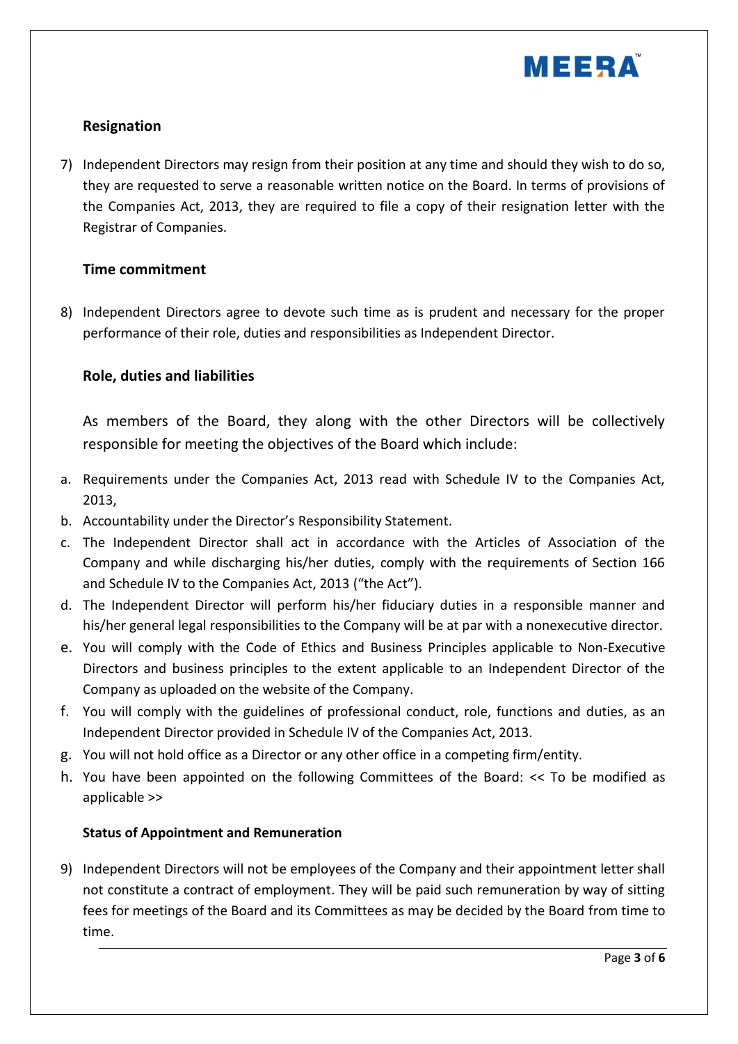### Resignation

7) Independent Directors may resign from their position at any time and should they wish to do so, they are requested to serve a reasonable written notice on the Board. In terms of provisions of the Companies Act, 2013, they are required to file a copy of their resignation letter with the Registrar of Companies.

### Time commitment

8) Independent Directors agree to devote such time as is prudent and necessary for the proper performance of their role, duties and responsibilities as Independent Director.

### Role, duties and liabilities

As members of the Board, they along with the other Directors will be collectively responsible for meeting the objectives of the Board which include:

a. Requirements under the Companies Act, 2013 read with Schedule IV to the Companies Act, 2013,
b. Accountability under the Director's Responsibility Statement.
c. The Independent Director shall act in accordance with the Articles of Association of the Company and while discharging his/her duties, comply with the requirements of Section 166 and Schedule IV to the Companies Act, 2013 ("the Act").
d. The Independent Director will perform his/her fiduciary duties in a responsible manner and his/her general legal responsibilities to the Company will be at par with a nonexecutive director.
e. You will comply with the Code of Ethics and Business Principles applicable to Non-Executive Directors and business principles to the extent applicable to an Independent Director of the Company as uploaded on the website of the Company.
f. You will comply with the guidelines of professional conduct, role, functions and duties, as an Independent Director provided in Schedule IV of the Companies Act, 2013.
g. You will not hold office as a Director or any other office in a competing firm/entity.
h. You have been appointed on the following Committees of the Board: << To be modified as applicable >>

#### Status of Appointment and Remuneration

9) Independent Directors will not be employees of the Company and their appointment letter shall not constitute a contract of employment. They will be paid such remuneration by way of sitting fees for meetings of the Board and its Committees as may be decided by the Board from time to time.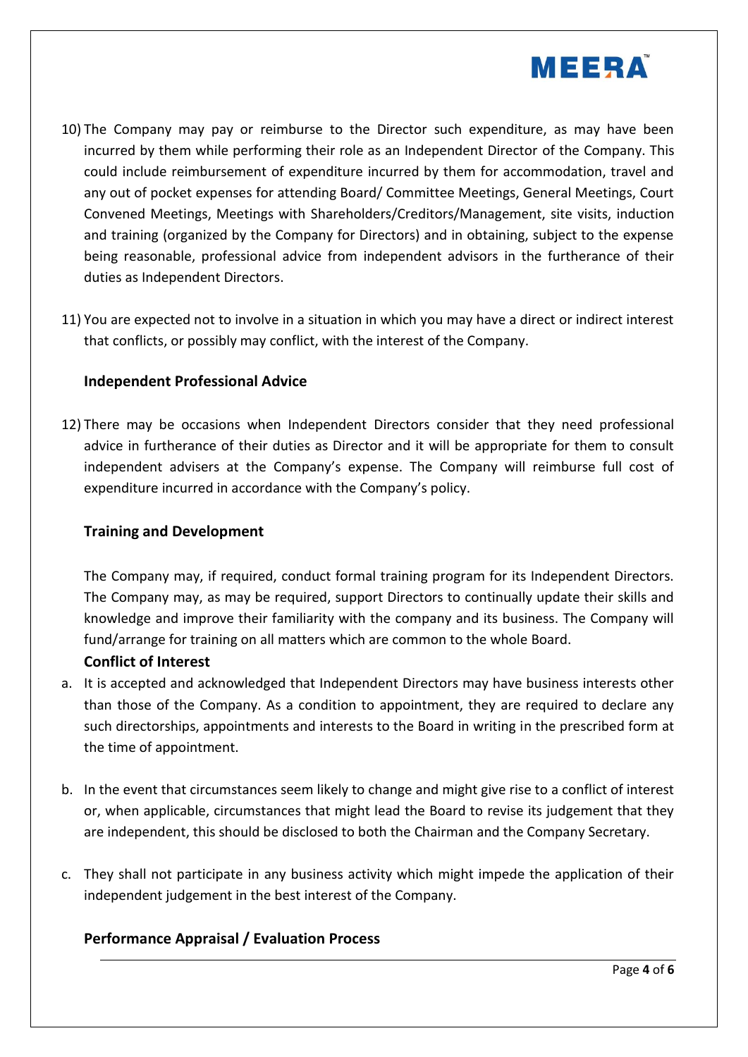10) The Company may pay or reimburse to the Director such expenditure, as may have been incurred by them while performing their role as an Independent Director of the Company. This could include reimbursement of expenditure incurred by them for accommodation, travel and any out of pocket expenses for attending Board/ Committee Meetings, General Meetings, Court Convened Meetings, Meetings with Shareholders/Creditors/Management, site visits, induction and training (organized by the Company for Directors) and in obtaining, subject to the expense being reasonable, professional advice from independent advisors in the furtherance of their duties as Independent Directors.

11) You are expected not to involve in a situation in which you may have a direct or indirect interest that conflicts, or possibly may conflict, with the interest of the Company.

**Independent Professional Advice**

12) There may be occasions when Independent Directors consider that they need professional advice in furtherance of their duties as Director and it will be appropriate for them to consult independent advisers at the Company's expense. The Company will reimburse full cost of expenditure incurred in accordance with the Company's policy.

**Training and Development**

The Company may, if required, conduct formal training program for its Independent Directors. The Company may, as may be required, support Directors to continually update their skills and knowledge and improve their familiarity with the company and its business. The Company will fund/arrange for training on all matters which are common to the whole Board.

**Conflict of Interest**

a. It is accepted and acknowledged that Independent Directors may have business interests other than those of the Company. As a condition to appointment, they are required to declare any such directorships, appointments and interests to the Board in writing in the prescribed form at the time of appointment.

b. In the event that circumstances seem likely to change and might give rise to a conflict of interest or, when applicable, circumstances that might lead the Board to revise its judgement that they are independent, this should be disclosed to both the Chairman and the Company Secretary.

c. They shall not participate in any business activity which might impede the application of their independent judgement in the best interest of the Company.

**Performance Appraisal / Evaluation Process**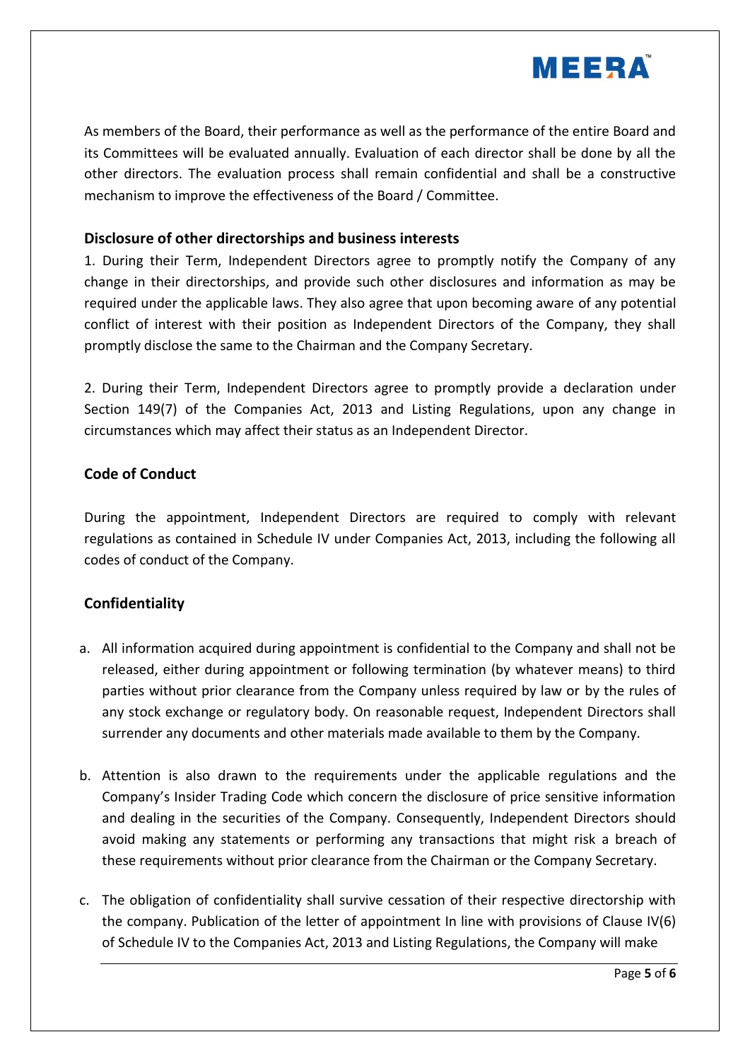As members of the Board, their performance as well as the performance of the entire Board and its Committees will be evaluated annually. Evaluation of each director shall be done by all the other directors. The evaluation process shall remain confidential and shall be a constructive mechanism to improve the effectiveness of the Board / Committee.

## Disclosure of other directorships and business interests

1. During their Term, Independent Directors agree to promptly notify the Company of any change in their directorships, and provide such other disclosures and information as may be required under the applicable laws. They also agree that upon becoming aware of any potential conflict of interest with their position as Independent Directors of the Company, they shall promptly disclose the same to the Chairman and the Company Secretary.

2. During their Term, Independent Directors agree to promptly provide a declaration under Section 149(7) of the Companies Act, 2013 and Listing Regulations, upon any change in circumstances which may affect their status as an Independent Director.

## Code of Conduct

During the appointment, Independent Directors are required to comply with relevant regulations as contained in Schedule IV under Companies Act, 2013, including the following all codes of conduct of the Company.

## Confidentiality

a. All information acquired during appointment is confidential to the Company and shall not be released, either during appointment or following termination (by whatever means) to third parties without prior clearance from the Company unless required by law or by the rules of any stock exchange or regulatory body. On reasonable request, Independent Directors shall surrender any documents and other materials made available to them by the Company.

b. Attention is also drawn to the requirements under the applicable regulations and the Company's Insider Trading Code which concern the disclosure of price sensitive information and dealing in the securities of the Company. Consequently, Independent Directors should avoid making any statements or performing any transactions that might risk a breach of these requirements without prior clearance from the Chairman or the Company Secretary.

c. The obligation of confidentiality shall survive cessation of their respective directorship with the company. Publication of the letter of appointment In line with provisions of Clause IV(6) of Schedule IV to the Companies Act, 2013 and Listing Regulations, the Company will make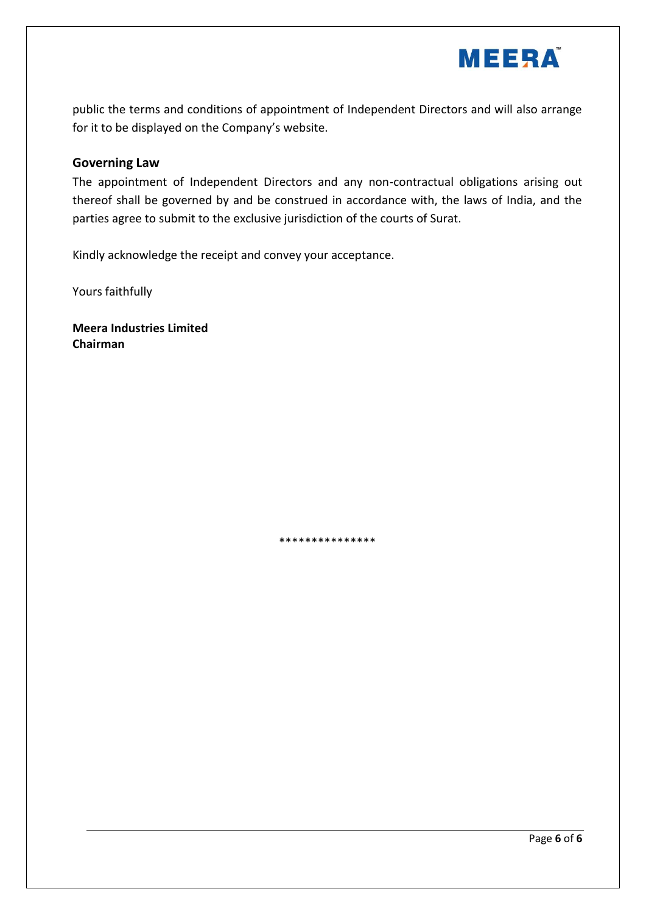public the terms and conditions of appointment of Independent Directors and will also arrange for it to be displayed on the Company's website.

## Governing Law

The appointment of Independent Directors and any non-contractual obligations arising out thereof shall be governed by and be construed in accordance with, the laws of India, and the parties agree to submit to the exclusive jurisdiction of the courts of Surat.

Kindly acknowledge the receipt and convey your acceptance.

Yours faithfully

**Meera Industries Limited**
**Chairman**

***************